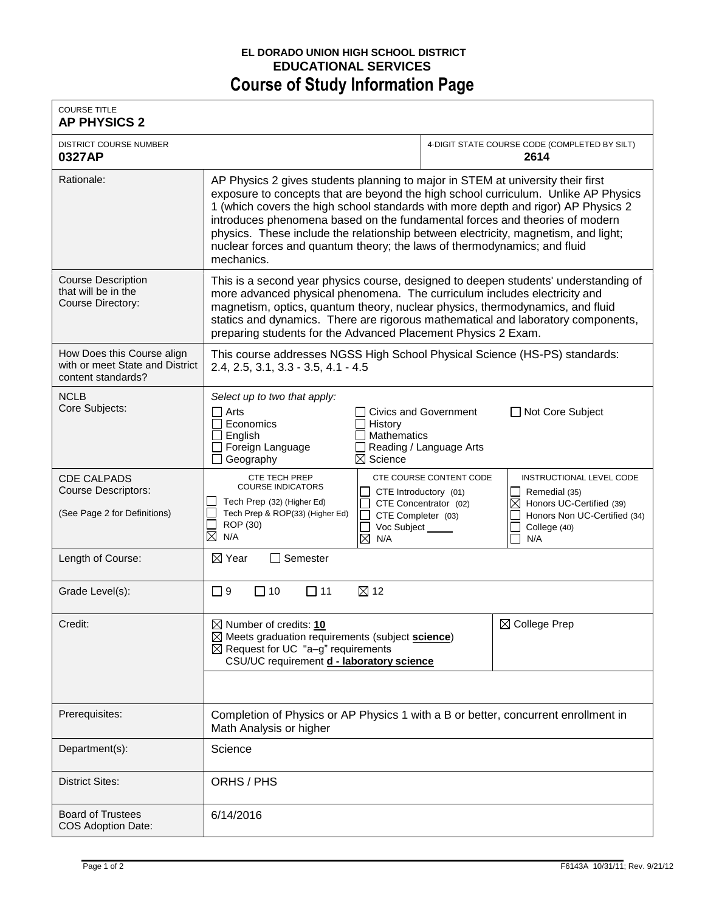**EL DORADO UNION HIGH SCHOOL DISTRICT**
**EDUCATIONAL SERVICES**

# Course of Study Information Page

| COURSE TITLE | | |
|---|---|---|
| **AP PHYSICS 2** | | |
| DISTRICT COURSE NUMBER **0327AP** | | 4-DIGIT STATE COURSE CODE (COMPLETED BY SILT) **2614** |
| Rationale: | AP Physics 2 gives students planning to major in STEM at university their first exposure to concepts that are beyond the high school curriculum. Unlike AP Physics 1 (which covers the high school standards with more depth and rigor) AP Physics 2 introduces phenomena based on the fundamental forces and theories of modern physics. These include the relationship between electricity, magnetism, and light; nuclear forces and quantum theory; the laws of thermodynamics; and fluid mechanics. | |
| Course Description that will be in the Course Directory: | This is a second year physics course, designed to deepen students' understanding of more advanced physical phenomena. The curriculum includes electricity and magnetism, optics, quantum theory, nuclear physics, thermodynamics, and fluid statics and dynamics. There are rigorous mathematical and laboratory components, preparing students for the Advanced Placement Physics 2 Exam. | |
| How Does this Course align with or meet State and District content standards? | This course addresses NGSS High School Physical Science (HS-PS) standards: 2.4, 2.5, 3.1, 3.3 - 3.5, 4.1 - 4.5 | |
| NCLB Core Subjects: | *Select up to two that apply:* ☐ Arts ☐ Economics ☐ English ☐ Foreign Language ☐ Geography ☐ Civics and Government ☐ History ☐ Mathematics ☐ Reading / Language Arts ☒ Science ☐ Not Core Subject | |
| CDE CALPADS Course Descriptors: (See Page 2 for Definitions) | CTE TECH PREP COURSE INDICATORS: ☐ Tech Prep (32) (Higher Ed) ☐ Tech Prep & ROP(33) (Higher Ed) ☐ ROP (30) ☒ N/A; CTE COURSE CONTENT CODE: ☐ CTE Introductory (01) ☐ CTE Concentrator (02) ☐ CTE Completer (03) ☐ Voc Subject ____ ☒ N/A | INSTRUCTIONAL LEVEL CODE: ☐ Remedial (35) ☒ Honors UC-Certified (39) ☐ Honors Non UC-Certified (34) ☐ College (40) ☐ N/A |
| Length of Course: | ☒ Year ☐ Semester | |
| Grade Level(s): | ☐ 9 ☐ 10 ☐ 11 ☒ 12 | |
| Credit: | ☒ Number of credits: **10** ☒ Meets graduation requirements (subject **science**) ☒ Request for UC "a–g" requirements CSU/UC requirement **d - laboratory science** | ☒ College Prep |
| Prerequisites: | Completion of Physics or AP Physics 1 with a B or better, concurrent enrollment in Math Analysis or higher | |
| Department(s): | Science | |
| District Sites: | ORHS / PHS | |
| Board of Trustees COS Adoption Date: | 6/14/2016 | |

F6143A 10/31/11; Rev. 9/21/12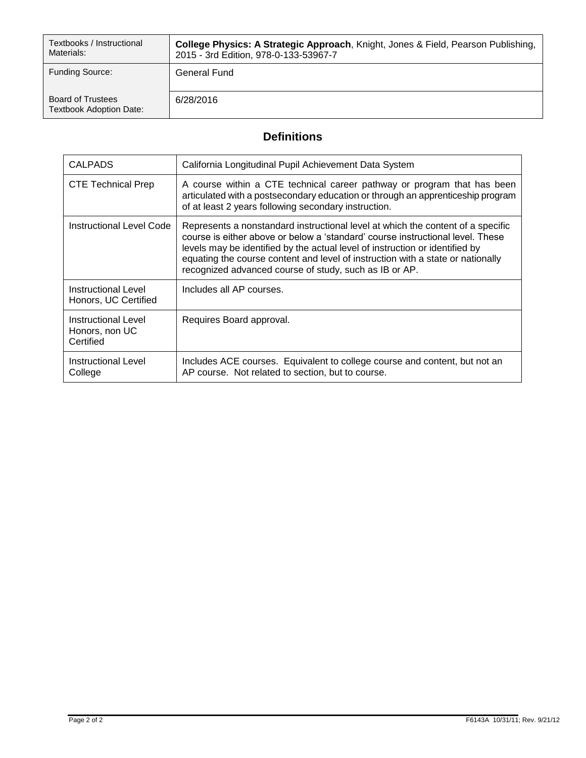| | |
|---|---|
| Textbooks / Instructional Materials: | **College Physics: A Strategic Approach**, Knight, Jones & Field, Pearson Publishing, 2015 - 3rd Edition, 978-0-133-53967-7 |
| Funding Source: | General Fund |
| Board of Trustees Textbook Adoption Date: | 6/28/2016 |

## Definitions

| | |
|---|---|
| CALPADS | California Longitudinal Pupil Achievement Data System |
| CTE Technical Prep | A course within a CTE technical career pathway or program that has been articulated with a postsecondary education or through an apprenticeship program of at least 2 years following secondary instruction. |
| Instructional Level Code | Represents a nonstandard instructional level at which the content of a specific course is either above or below a 'standard' course instructional level. These levels may be identified by the actual level of instruction or identified by equating the course content and level of instruction with a state or nationally recognized advanced course of study, such as IB or AP. |
| Instructional Level Honors, UC Certified | Includes all AP courses. |
| Instructional Level Honors, non UC Certified | Requires Board approval. |
| Instructional Level College | Includes ACE courses. Equivalent to college course and content, but not an AP course. Not related to section, but to course. |